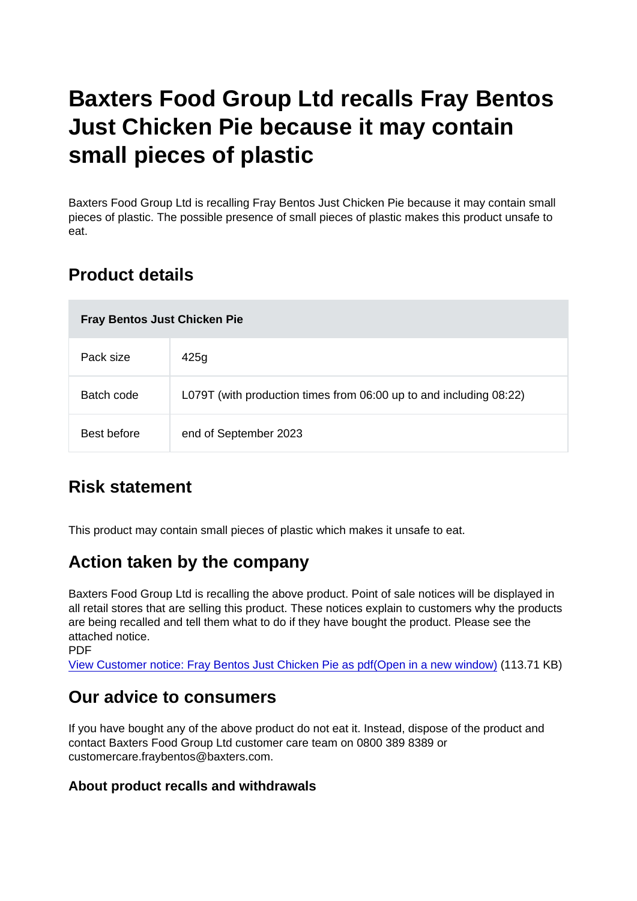# Baxters Food Group Ltd recalls Fray Bentos Just Chicken Pie because it may contain small pieces of plastic

Baxters Food Group Ltd is recalling Fray Bentos Just Chicken Pie because it may contain small pieces of plastic. The possible presence of small pieces of plastic makes this product unsafe to eat.

## Product details

| Fray Bentos Just Chicken Pie | |
|---|---|
| Pack size | 425g |
| Batch code | L079T (with production times from 06:00 up to and including 08:22) |
| Best before | end of September 2023 |

## Risk statement

This product may contain small pieces of plastic which makes it unsafe to eat.

## Action taken by the company

Baxters Food Group Ltd is recalling the above product. Point of sale notices will be displayed in all retail stores that are selling this product. These notices explain to customers why the products are being recalled and tell them what to do if they have bought the product. Please see the attached notice.

PDF

View Customer notice: Fray Bentos Just Chicken Pie as pdf(Open in a new window) (113.71 KB)

## Our advice to consumers

If you have bought any of the above product do not eat it. Instead, dispose of the product and contact Baxters Food Group Ltd customer care team on 0800 389 8389 or customercare.fraybentos@baxters.com.

### About product recalls and withdrawals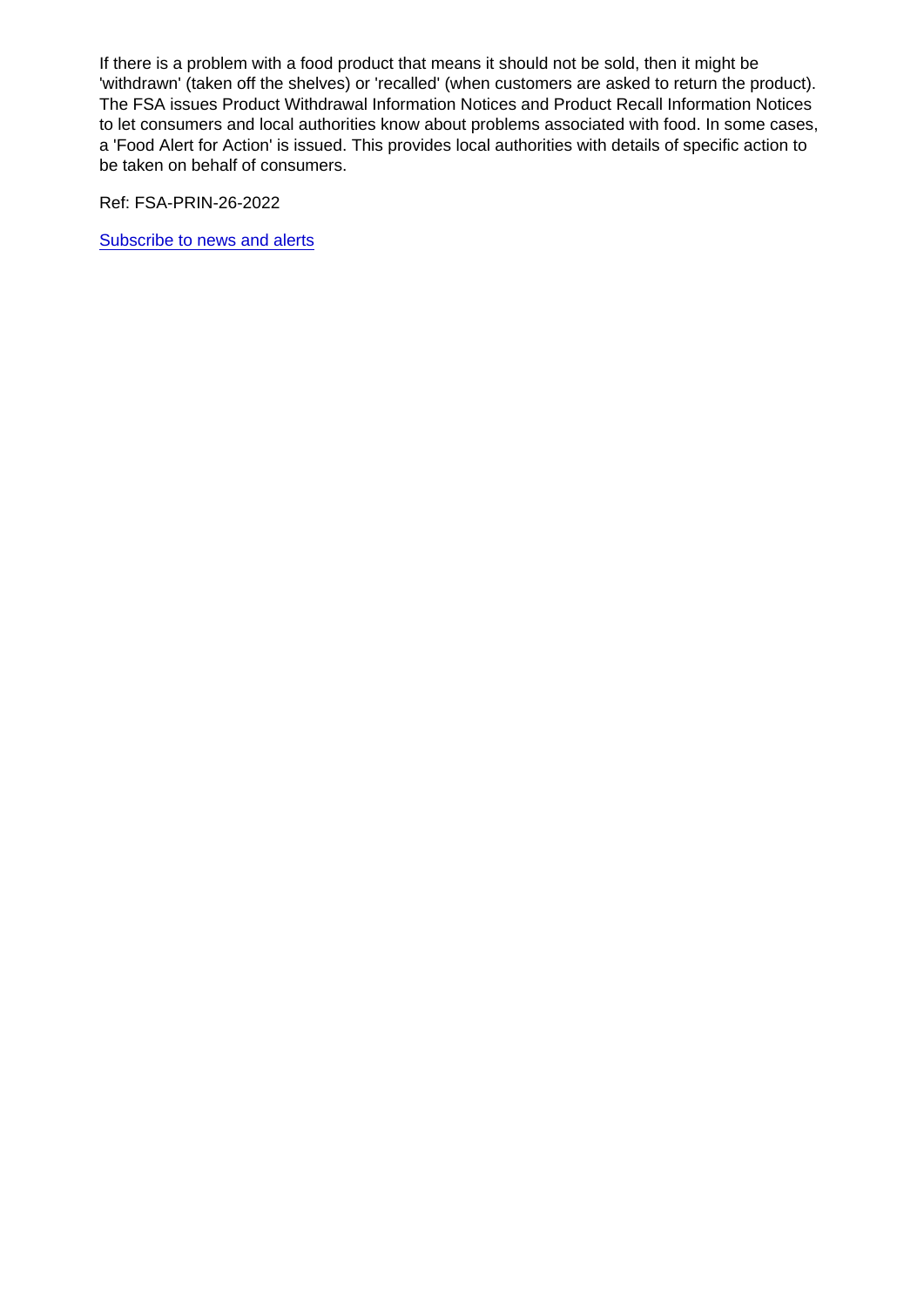If there is a problem with a food product that means it should not be sold, then it might be 'withdrawn' (taken off the shelves) or 'recalled' (when customers are asked to return the product). The FSA issues Product Withdrawal Information Notices and Product Recall Information Notices to let consumers and local authorities know about problems associated with food. In some cases, a 'Food Alert for Action' is issued. This provides local authorities with details of specific action to be taken on behalf of consumers.

Ref: FSA-PRIN-26-2022

Subscribe to news and alerts